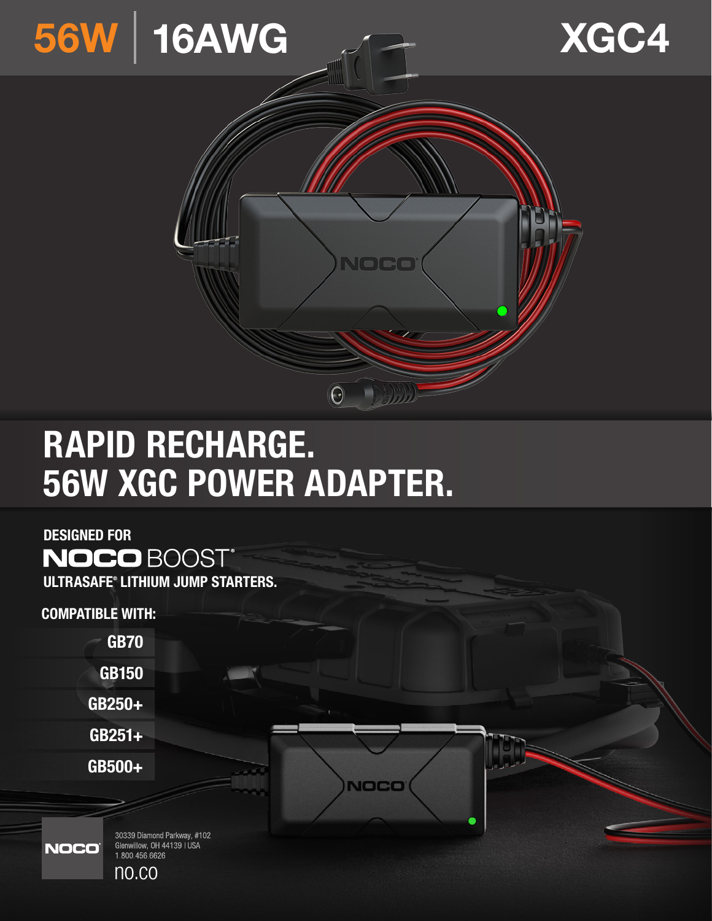# 56W | 16AWG

# XGC4

## RAPID RECHARGE.
## 56W XGC POWER ADAPTER.

**DESIGNED FOR**
**NOCO BOOST®**
**ULTRASAFE® LITHIUM JUMP STARTERS.**

**COMPATIBLE WITH:**

- GB70
- GB150
- GB250+
- GB251+
- GB500+

NOCO
30339 Diamond Parkway, #102
Glenwillow, OH 44139 | USA
1.800.456.6626
no.co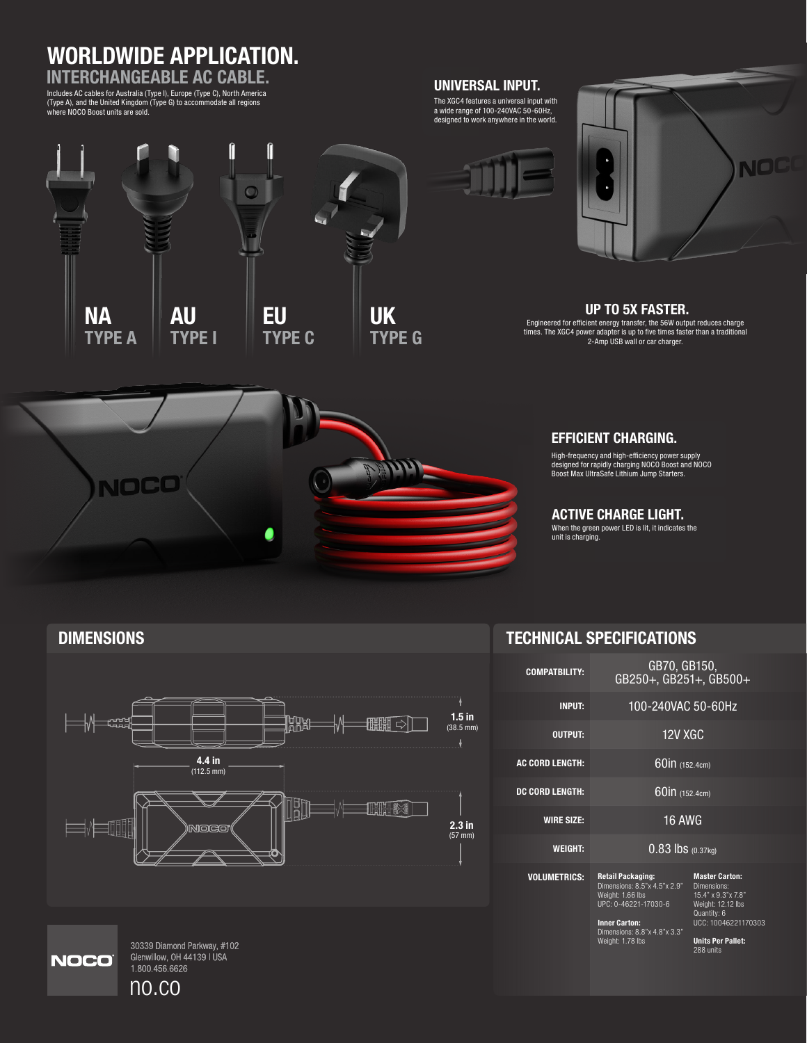# WORLDWIDE APPLICATION.

## INTERCHANGEABLE AC CABLE.

Includes AC cables for Australia (Type I), Europe (Type C), North America (Type A), and the United Kingdom (Type G) to accommodate all regions where NOCO Boost units are sold.

**NA** TYPE A

**AU** TYPE I

**EU** TYPE C

**UK** TYPE G

### UNIVERSAL INPUT.

The XGC4 features a universal input with a wide range of 100-240VAC 50-60Hz, designed to work anywhere in the world.

### UP TO 5X FASTER.

Engineered for efficient energy transfer, the 56W output reduces charge times. The XGC4 power adapter is up to five times faster than a traditional 2-Amp USB wall or car charger.

### EFFICIENT CHARGING.

High-frequency and high-efficiency power supply designed for rapidly charging NOCO Boost and NOCO Boost Max UltraSafe Lithium Jump Starters.

### ACTIVE CHARGE LIGHT.

When the green power LED is lit, it indicates the unit is charging.

## DIMENSIONS

1.5 in
(38.5 mm)

4.4 in
(112.5 mm)

2.3 in
(57 mm)

## TECHNICAL SPECIFICATIONS

| | |
|---|---|
| **COMPATBILITY:** | GB70, GB150, GB250+, GB251+, GB500+ |
| **INPUT:** | 100-240VAC 50-60Hz |
| **OUTPUT:** | 12V XGC |
| **AC CORD LENGTH:** | 60in (152.4cm) |
| **DC CORD LENGTH:** | 60in (152.4cm) |
| **WIRE SIZE:** | 16 AWG |
| **WEIGHT:** | 0.83 lbs (0.37kg) |
| **VOLUMETRICS:** | **Retail Packaging:** Dimensions: 8.5"x 4.5"x 2.9" Weight: 1.66 lbs UPC: 0-46221-17030-6<br>**Inner Carton:** Dimensions: 8.8"x 4.8"x 3.3" Weight: 1.78 lbs<br>**Master Carton:** Dimensions: 15.4" x 9.3"x 7.8" Weight: 12.12 lbs Quantity: 6 UCC: 10046221170303<br>**Units Per Pallet:** 288 units |

NOCO

30339 Diamond Parkway, #102
Glenwillow, OH 44139 | USA
1.800.456.6626

no.co